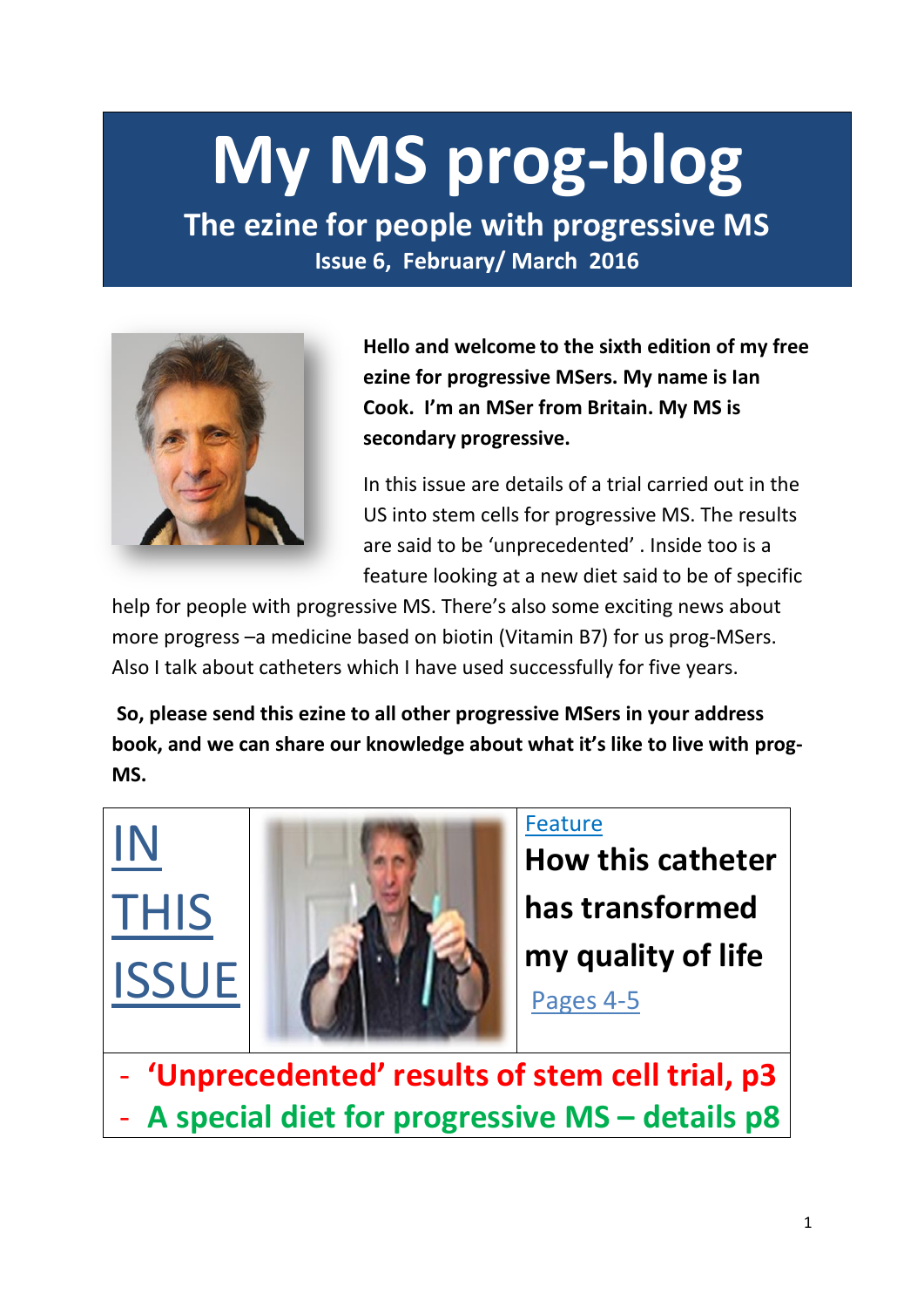# My MS prog-blog

## The ezine for people with progressive MS

**Issue 6, February/ March 2016**

**Hello and welcome to the sixth edition of my free ezine for progressive MSers. My name is Ian Cook. I'm an MSer from Britain. My MS is secondary progressive.**

In this issue are details of a trial carried out in the US into stem cells for progressive MS. The results are said to be 'unprecedented' . Inside too is a feature looking at a new diet said to be of specific help for people with progressive MS. There's also some exciting news about more progress –a medicine based on biotin (Vitamin B7) for us prog-MSers. Also I talk about catheters which I have used successfully for five years.

**So, please send this ezine to all other progressive MSers in your address book, and we can share our knowledge about what it's like to live with prog-MS.**

## IN THIS ISSUE

Feature

**How this catheter has transformed my quality of life**

Pages 4-5

- **'Unprecedented' results of stem cell trial, p3**
- **A special diet for progressive MS – details p8**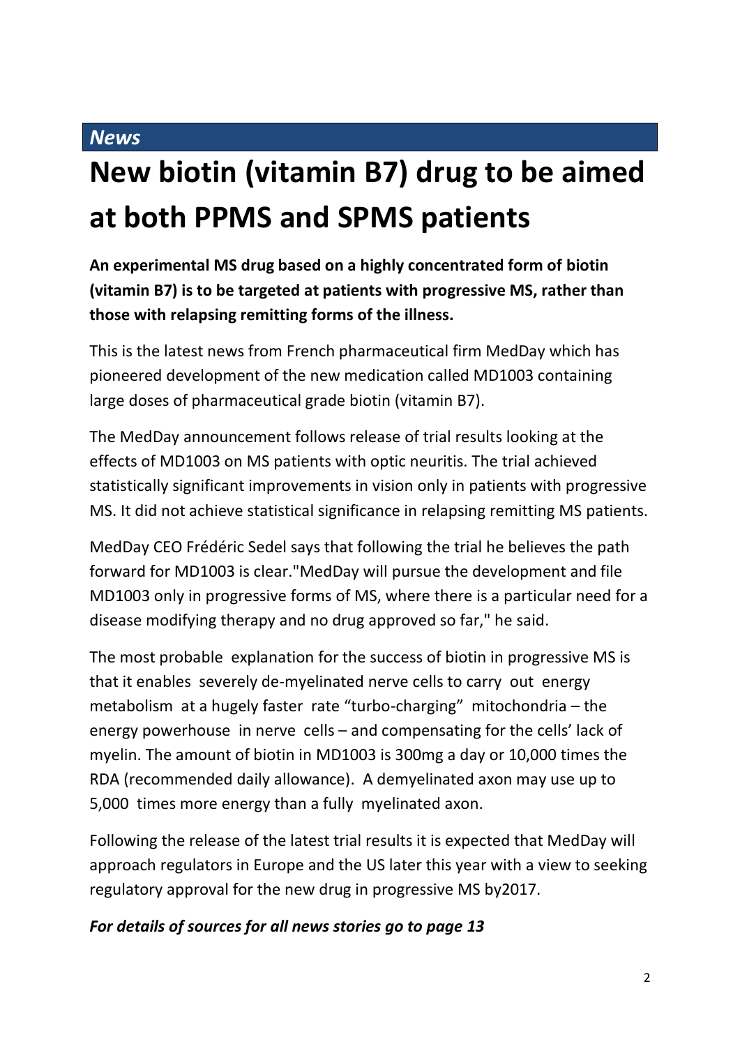*News*

# New biotin (vitamin B7) drug to be aimed at both PPMS and SPMS patients

**An experimental MS drug based on a highly concentrated form of biotin (vitamin B7) is to be targeted at patients with progressive MS, rather than those with relapsing remitting forms of the illness.**

This is the latest news from French pharmaceutical firm MedDay which has pioneered development of the new medication called MD1003 containing large doses of pharmaceutical grade biotin (vitamin B7).

The MedDay announcement follows release of trial results looking at the effects of MD1003 on MS patients with optic neuritis. The trial achieved statistically significant improvements in vision only in patients with progressive MS. It did not achieve statistical significance in relapsing remitting MS patients.

MedDay CEO Frédéric Sedel says that following the trial he believes the path forward for MD1003 is clear."MedDay will pursue the development and file MD1003 only in progressive forms of MS, where there is a particular need for a disease modifying therapy and no drug approved so far," he said.

The most probable explanation for the success of biotin in progressive MS is that it enables severely de-myelinated nerve cells to carry out energy metabolism at a hugely faster rate "turbo-charging" mitochondria – the energy powerhouse in nerve cells – and compensating for the cells' lack of myelin. The amount of biotin in MD1003 is 300mg a day or 10,000 times the RDA (recommended daily allowance). A demyelinated axon may use up to 5,000 times more energy than a fully myelinated axon.

Following the release of the latest trial results it is expected that MedDay will approach regulators in Europe and the US later this year with a view to seeking regulatory approval for the new drug in progressive MS by2017.

***For details of sources for all news stories go to page 13***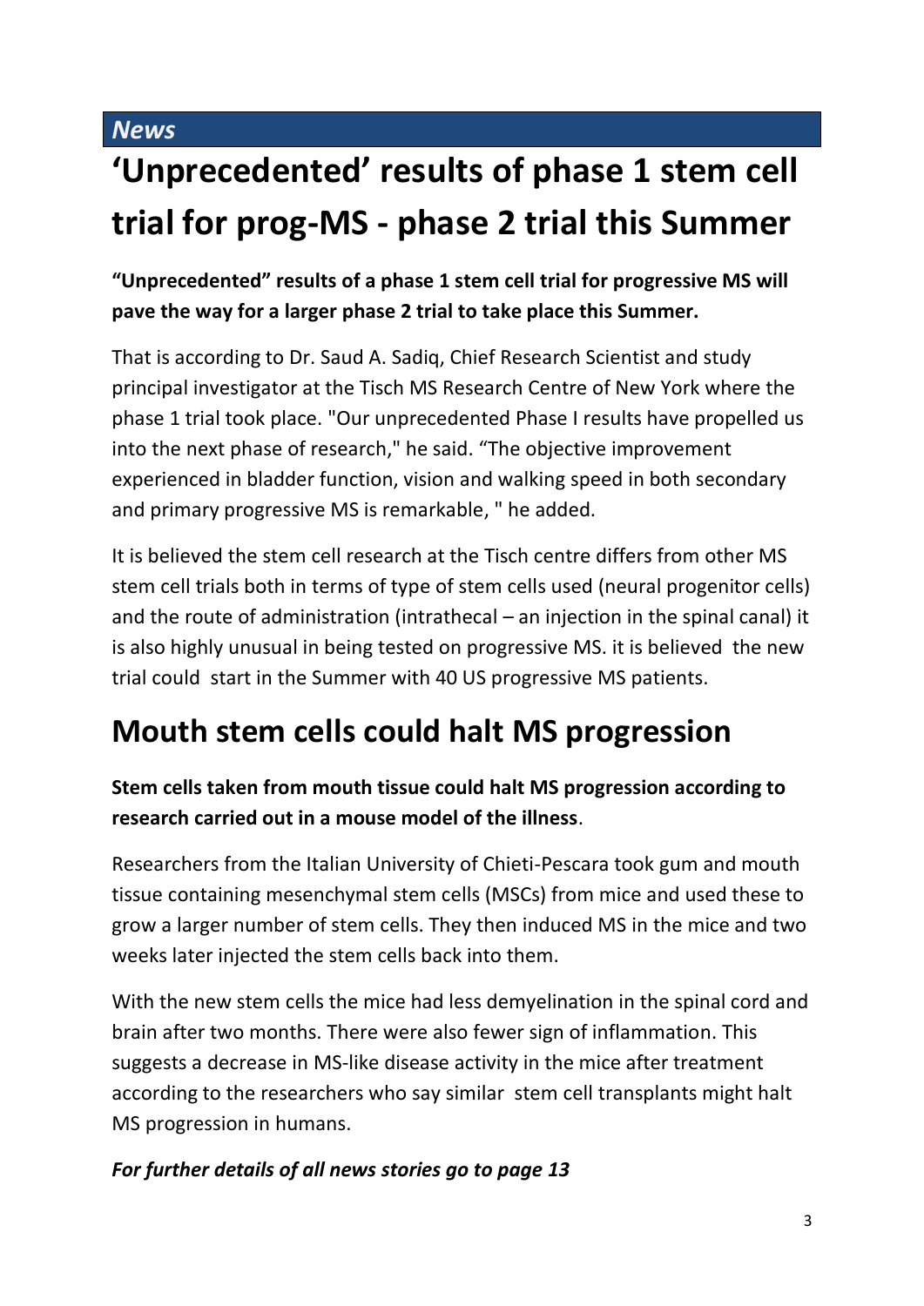*News*

# 'Unprecedented' results of phase 1 stem cell trial for prog-MS - phase 2 trial this Summer

**"Unprecedented" results of a phase 1 stem cell trial for progressive MS will pave the way for a larger phase 2 trial to take place this Summer.**

That is according to Dr. Saud A. Sadiq, Chief Research Scientist and study principal investigator at the Tisch MS Research Centre of New York where the phase 1 trial took place. "Our unprecedented Phase I results have propelled us into the next phase of research," he said. "The objective improvement experienced in bladder function, vision and walking speed in both secondary and primary progressive MS is remarkable, " he added.

It is believed the stem cell research at the Tisch centre differs from other MS stem cell trials both in terms of type of stem cells used (neural progenitor cells) and the route of administration (intrathecal – an injection in the spinal canal) it is also highly unusual in being tested on progressive MS. it is believed the new trial could start in the Summer with 40 US progressive MS patients.

# Mouth stem cells could halt MS progression

**Stem cells taken from mouth tissue could halt MS progression according to research carried out in a mouse model of the illness**.

Researchers from the Italian University of Chieti-Pescara took gum and mouth tissue containing mesenchymal stem cells (MSCs) from mice and used these to grow a larger number of stem cells. They then induced MS in the mice and two weeks later injected the stem cells back into them.

With the new stem cells the mice had less demyelination in the spinal cord and brain after two months. There were also fewer sign of inflammation. This suggests a decrease in MS-like disease activity in the mice after treatment according to the researchers who say similar stem cell transplants might halt MS progression in humans.

***For further details of all news stories go to page 13***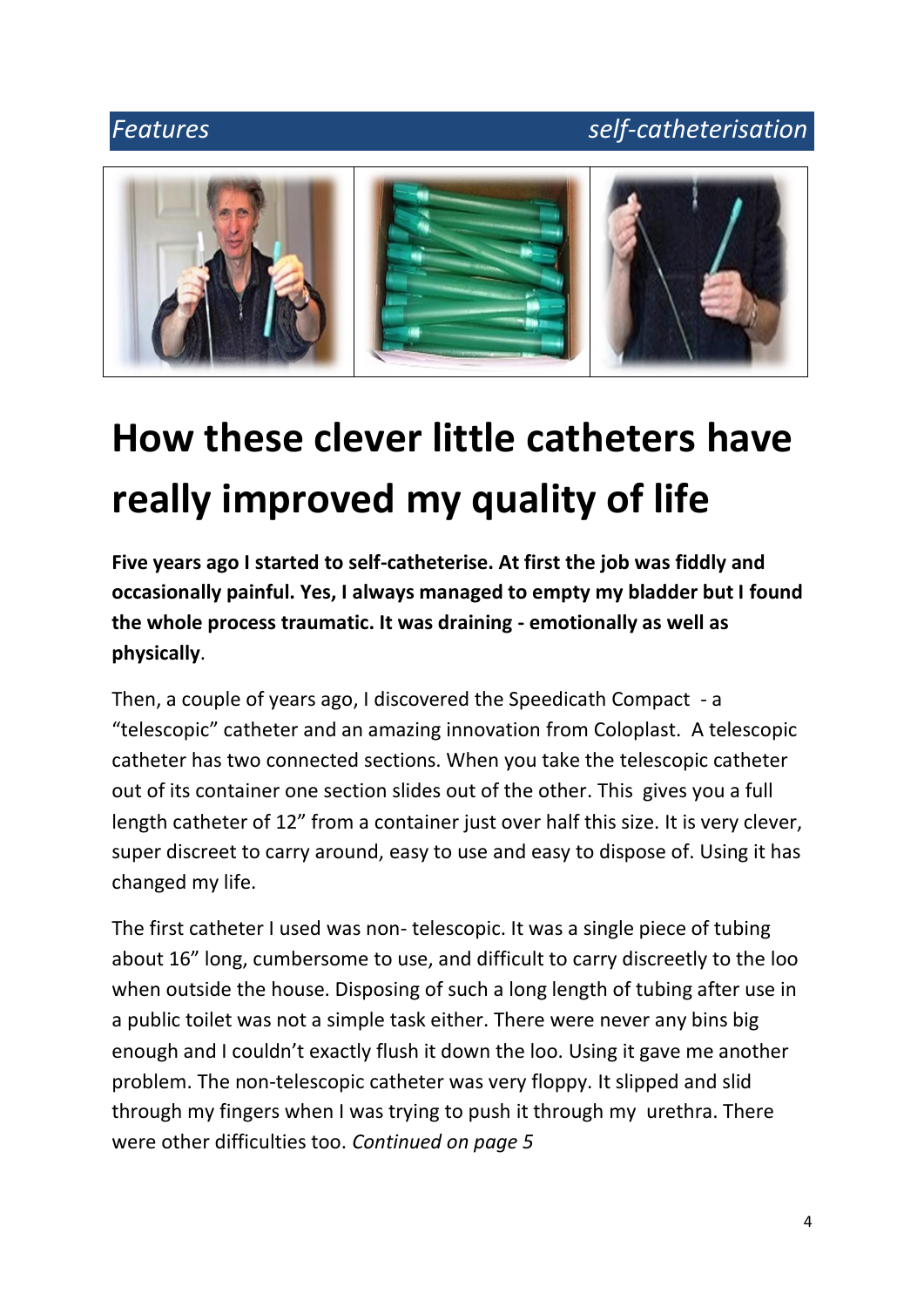*Features* *self-catheterisation*

# How these clever little catheters have really improved my quality of life

**Five years ago I started to self-catheterise. At first the job was fiddly and occasionally painful. Yes, I always managed to empty my bladder but I found the whole process traumatic. It was draining - emotionally as well as physically**.

Then, a couple of years ago, I discovered the Speedicath Compact - a "telescopic" catheter and an amazing innovation from Coloplast. A telescopic catheter has two connected sections. When you take the telescopic catheter out of its container one section slides out of the other. This gives you a full length catheter of 12" from a container just over half this size. It is very clever, super discreet to carry around, easy to use and easy to dispose of. Using it has changed my life.

The first catheter I used was non- telescopic. It was a single piece of tubing about 16" long, cumbersome to use, and difficult to carry discreetly to the loo when outside the house. Disposing of such a long length of tubing after use in a public toilet was not a simple task either. There were never any bins big enough and I couldn't exactly flush it down the loo. Using it gave me another problem. The non-telescopic catheter was very floppy. It slipped and slid through my fingers when I was trying to push it through my urethra. There were other difficulties too. *Continued on page 5*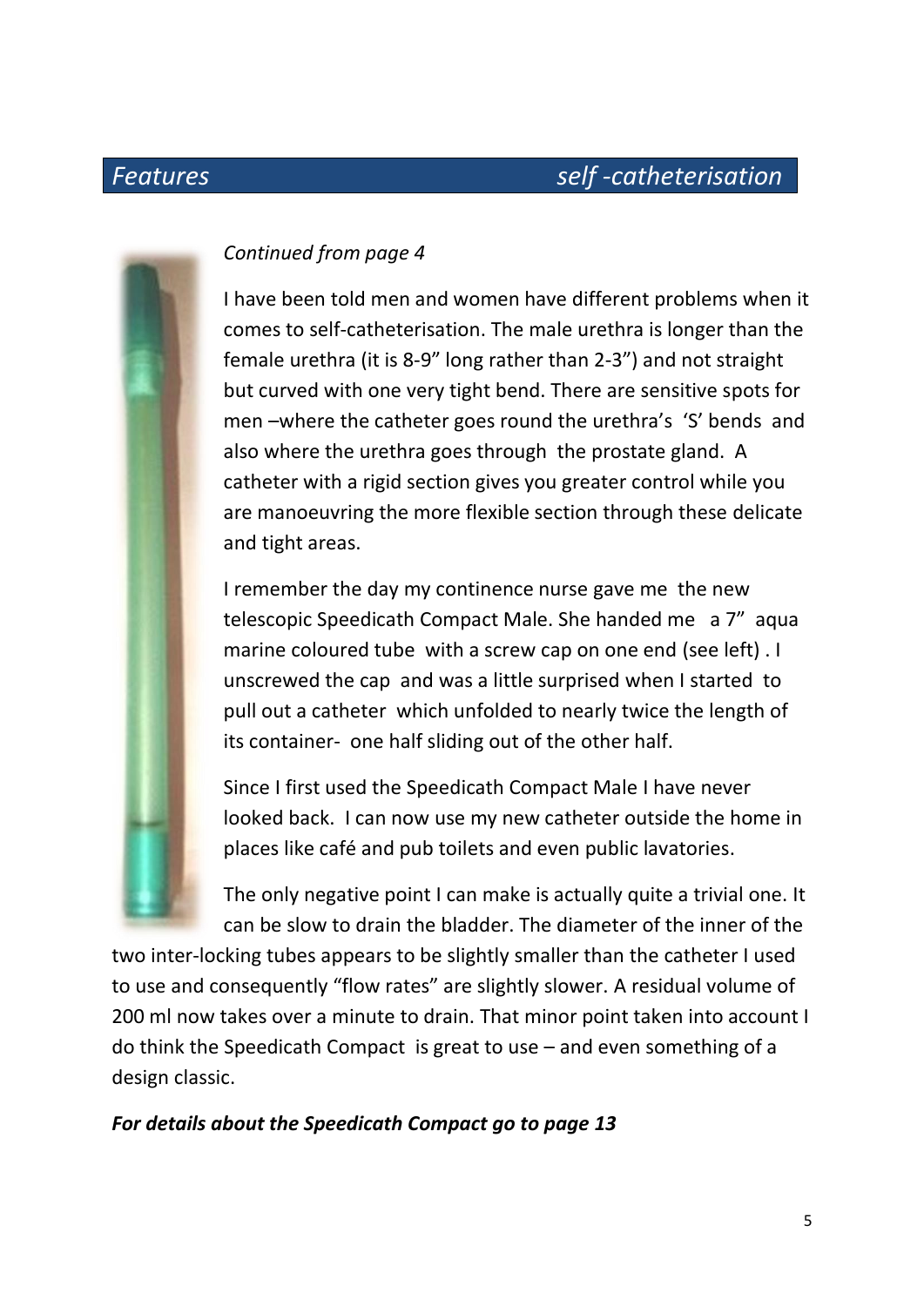Features — self -catheterisation

*Continued from page 4*

I have been told men and women have different problems when it comes to self-catheterisation. The male urethra is longer than the female urethra (it is 8-9" long rather than 2-3") and not straight but curved with one very tight bend. There are sensitive spots for men –where the catheter goes round the urethra's 'S' bends and also where the urethra goes through the prostate gland. A catheter with a rigid section gives you greater control while you are manoeuvring the more flexible section through these delicate and tight areas.

I remember the day my continence nurse gave me the new telescopic Speedicath Compact Male. She handed me a 7" aqua marine coloured tube with a screw cap on one end (see left) . I unscrewed the cap and was a little surprised when I started to pull out a catheter which unfolded to nearly twice the length of its container- one half sliding out of the other half.

Since I first used the Speedicath Compact Male I have never looked back. I can now use my new catheter outside the home in places like café and pub toilets and even public lavatories.

The only negative point I can make is actually quite a trivial one. It can be slow to drain the bladder. The diameter of the inner of the two inter-locking tubes appears to be slightly smaller than the catheter I used to use and consequently "flow rates" are slightly slower. A residual volume of 200 ml now takes over a minute to drain. That minor point taken into account I do think the Speedicath Compact is great to use – and even something of a design classic.

***For details about the Speedicath Compact go to page 13***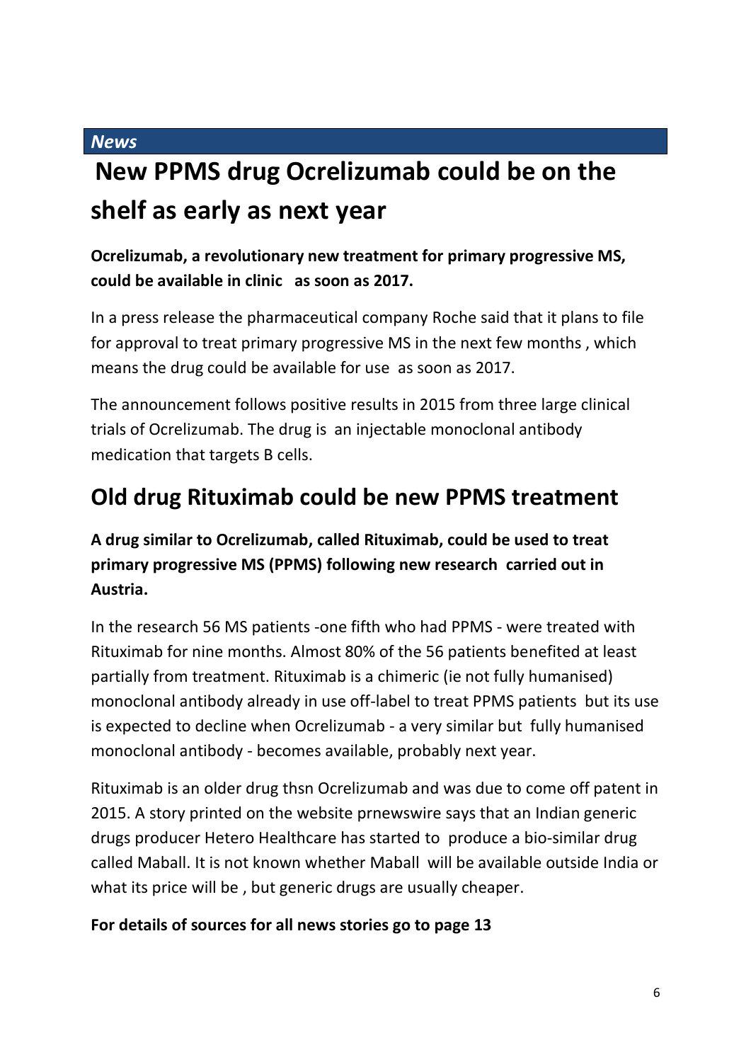*News*

# New PPMS drug Ocrelizumab could be on the shelf as early as next year

**Ocrelizumab, a revolutionary new treatment for primary progressive MS, could be available in clinic as soon as 2017.**

In a press release the pharmaceutical company Roche said that it plans to file for approval to treat primary progressive MS in the next few months , which means the drug could be available for use as soon as 2017.

The announcement follows positive results in 2015 from three large clinical trials of Ocrelizumab. The drug is an injectable monoclonal antibody medication that targets B cells.

# Old drug Rituximab could be new PPMS treatment

**A drug similar to Ocrelizumab, called Rituximab, could be used to treat primary progressive MS (PPMS) following new research carried out in Austria.**

In the research 56 MS patients -one fifth who had PPMS - were treated with Rituximab for nine months. Almost 80% of the 56 patients benefited at least partially from treatment. Rituximab is a chimeric (ie not fully humanised) monoclonal antibody already in use off-label to treat PPMS patients but its use is expected to decline when Ocrelizumab - a very similar but fully humanised monoclonal antibody - becomes available, probably next year.

Rituximab is an older drug thsn Ocrelizumab and was due to come off patent in 2015. A story printed on the website prnewswire says that an Indian generic drugs producer Hetero Healthcare has started to produce a bio-similar drug called Maball. It is not known whether Maball will be available outside India or what its price will be , but generic drugs are usually cheaper.

**For details of sources for all news stories go to page 13**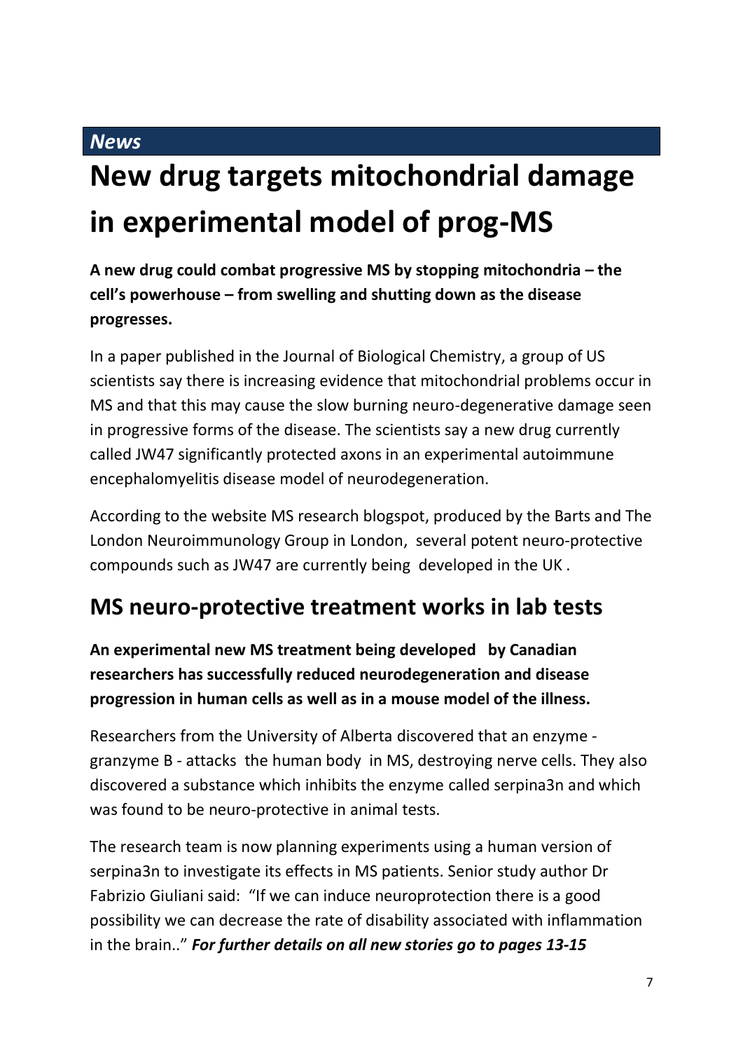*News*

# New drug targets mitochondrial damage in experimental model of prog-MS

**A new drug could combat progressive MS by stopping mitochondria – the cell's powerhouse – from swelling and shutting down as the disease progresses.**

In a paper published in the Journal of Biological Chemistry, a group of US scientists say there is increasing evidence that mitochondrial problems occur in MS and that this may cause the slow burning neuro-degenerative damage seen in progressive forms of the disease. The scientists say a new drug currently called JW47 significantly protected axons in an experimental autoimmune encephalomyelitis disease model of neurodegeneration.

According to the website MS research blogspot, produced by the Barts and The London Neuroimmunology Group in London, several potent neuro-protective compounds such as JW47 are currently being developed in the UK .

## MS neuro-protective treatment works in lab tests

**An experimental new MS treatment being developed by Canadian researchers has successfully reduced neurodegeneration and disease progression in human cells as well as in a mouse model of the illness.**

Researchers from the University of Alberta discovered that an enzyme - granzyme B - attacks the human body in MS, destroying nerve cells. They also discovered a substance which inhibits the enzyme called serpina3n and which was found to be neuro-protective in animal tests.

The research team is now planning experiments using a human version of serpina3n to investigate its effects in MS patients. Senior study author Dr Fabrizio Giuliani said: "If we can induce neuroprotection there is a good possibility we can decrease the rate of disability associated with inflammation in the brain.." ***For further details on all new stories go to pages 13-15***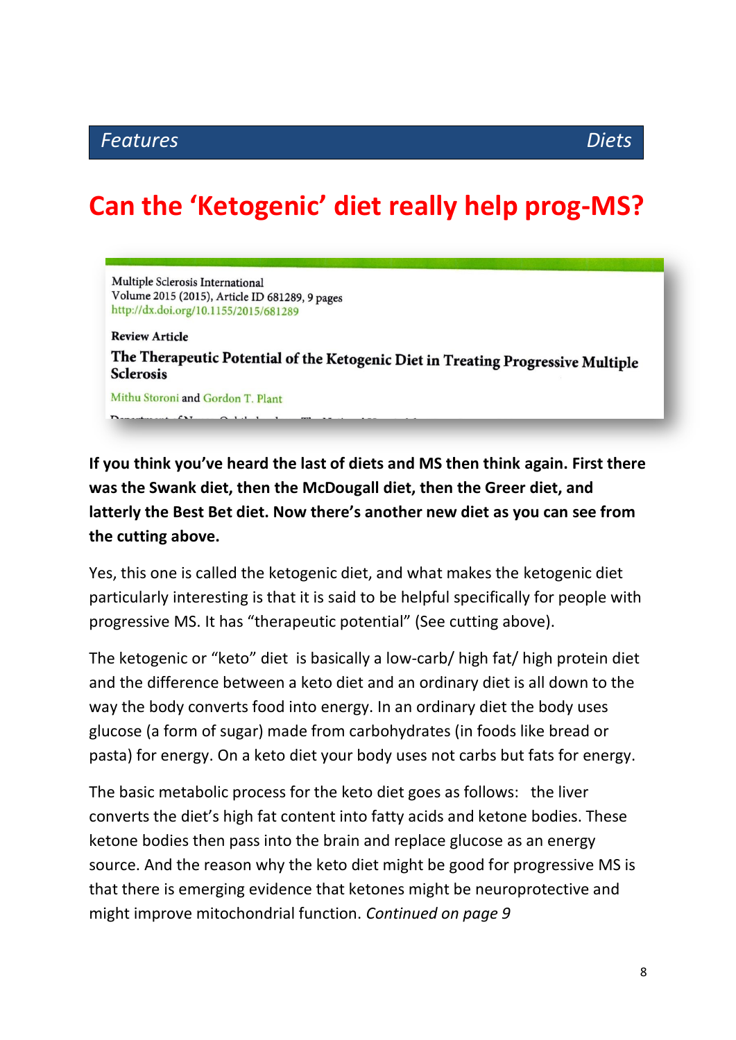Features | Diets

# Can the ‘Ketogenic’ diet really help prog-MS?

Multiple Sclerosis International
Volume 2015 (2015), Article ID 681289, 9 pages
http://dx.doi.org/10.1155/2015/681289

Review Article

**The Therapeutic Potential of the Ketogenic Diet in Treating Progressive Multiple Sclerosis**

Mithu Storoni and Gordon T. Plant

**If you think you’ve heard the last of diets and MS then think again. First there was the Swank diet, then the McDougall diet, then the Greer diet, and latterly the Best Bet diet. Now there’s another new diet as you can see from the cutting above.**

Yes, this one is called the ketogenic diet, and what makes the ketogenic diet particularly interesting is that it is said to be helpful specifically for people with progressive MS. It has “therapeutic potential” (See cutting above).

The ketogenic or “keto” diet is basically a low-carb/ high fat/ high protein diet and the difference between a keto diet and an ordinary diet is all down to the way the body converts food into energy. In an ordinary diet the body uses glucose (a form of sugar) made from carbohydrates (in foods like bread or pasta) for energy. On a keto diet your body uses not carbs but fats for energy.

The basic metabolic process for the keto diet goes as follows: the liver converts the diet’s high fat content into fatty acids and ketone bodies. These ketone bodies then pass into the brain and replace glucose as an energy source. And the reason why the keto diet might be good for progressive MS is that there is emerging evidence that ketones might be neuroprotective and might improve mitochondrial function. *Continued on page 9*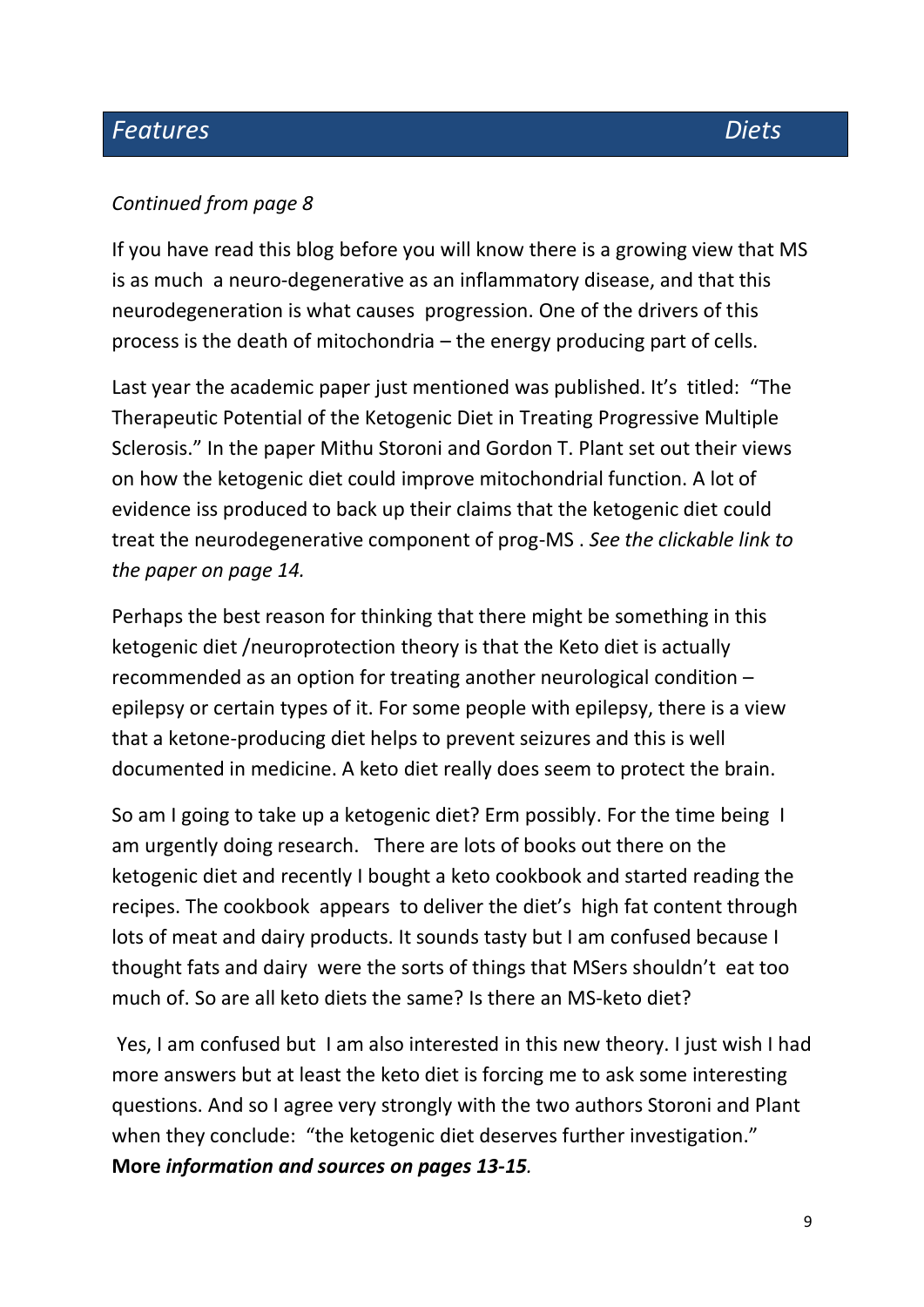*Continued from page 8*

If you have read this blog before you will know there is a growing view that MS is as much a neuro-degenerative as an inflammatory disease, and that this neurodegeneration is what causes progression. One of the drivers of this process is the death of mitochondria – the energy producing part of cells.

Last year the academic paper just mentioned was published. It's titled: "The Therapeutic Potential of the Ketogenic Diet in Treating Progressive Multiple Sclerosis." In the paper Mithu Storoni and Gordon T. Plant set out their views on how the ketogenic diet could improve mitochondrial function. A lot of evidence iss produced to back up their claims that the ketogenic diet could treat the neurodegenerative component of prog-MS . *See the clickable link to the paper on page 14.*

Perhaps the best reason for thinking that there might be something in this ketogenic diet /neuroprotection theory is that the Keto diet is actually recommended as an option for treating another neurological condition – epilepsy or certain types of it. For some people with epilepsy, there is a view that a ketone-producing diet helps to prevent seizures and this is well documented in medicine. A keto diet really does seem to protect the brain.

So am I going to take up a ketogenic diet? Erm possibly. For the time being I am urgently doing research. There are lots of books out there on the ketogenic diet and recently I bought a keto cookbook and started reading the recipes. The cookbook appears to deliver the diet's high fat content through lots of meat and dairy products. It sounds tasty but I am confused because I thought fats and dairy were the sorts of things that MSers shouldn't eat too much of. So are all keto diets the same? Is there an MS-keto diet?

Yes, I am confused but I am also interested in this new theory. I just wish I had more answers but at least the keto diet is forcing me to ask some interesting questions. And so I agree very strongly with the two authors Storoni and Plant when they conclude: "the ketogenic diet deserves further investigation."
**More *information and sources on pages 13-15*.**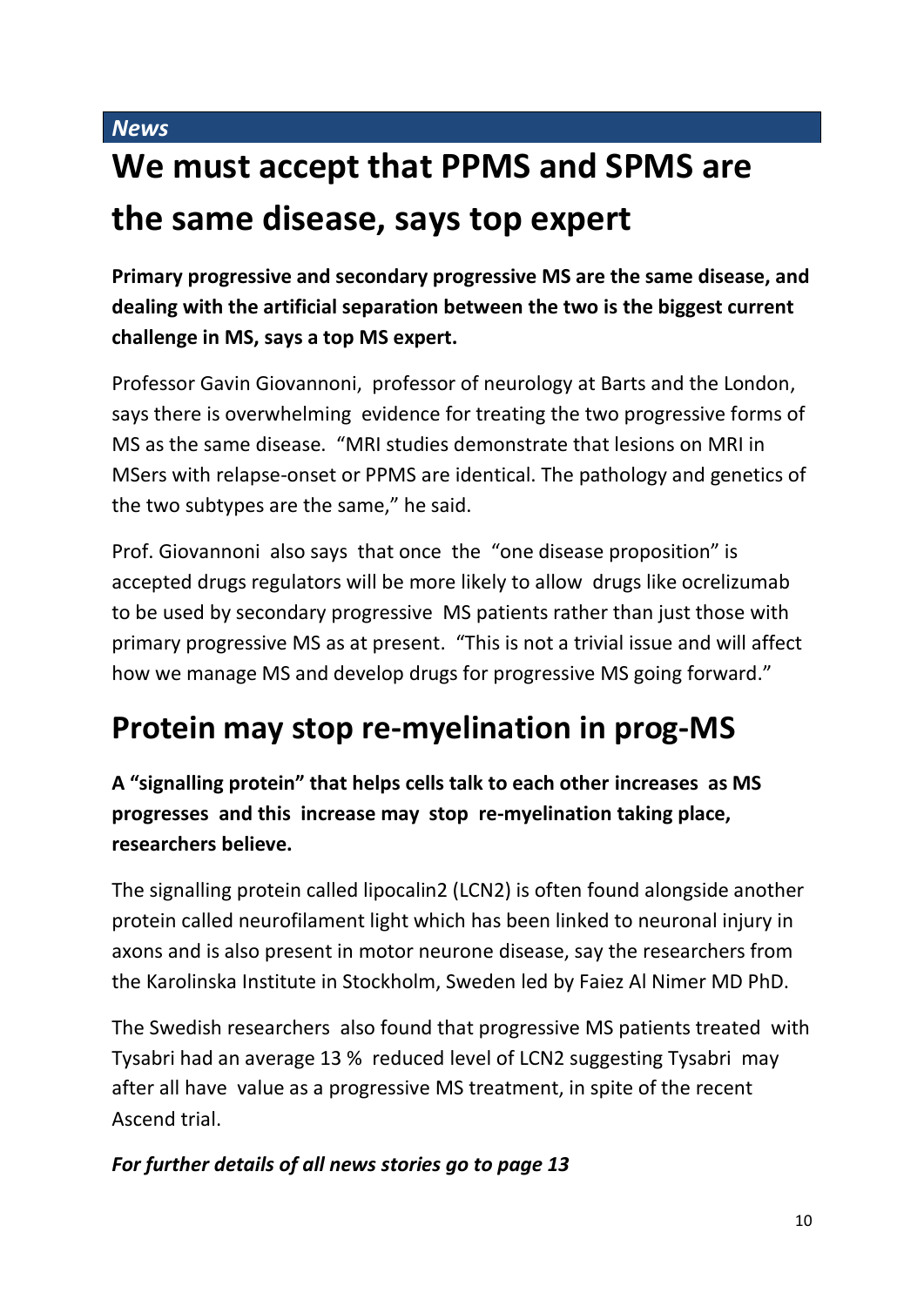*News*

# We must accept that PPMS and SPMS are the same disease, says top expert

**Primary progressive and secondary progressive MS are the same disease, and dealing with the artificial separation between the two is the biggest current challenge in MS, says a top MS expert.**

Professor Gavin Giovannoni, professor of neurology at Barts and the London, says there is overwhelming evidence for treating the two progressive forms of MS as the same disease. "MRI studies demonstrate that lesions on MRI in MSers with relapse-onset or PPMS are identical. The pathology and genetics of the two subtypes are the same," he said.

Prof. Giovannoni also says that once the "one disease proposition" is accepted drugs regulators will be more likely to allow drugs like ocrelizumab to be used by secondary progressive MS patients rather than just those with primary progressive MS as at present. "This is not a trivial issue and will affect how we manage MS and develop drugs for progressive MS going forward."

# Protein may stop re-myelination in prog-MS

**A "signalling protein" that helps cells talk to each other increases as MS progresses and this increase may stop re-myelination taking place, researchers believe.**

The signalling protein called lipocalin2 (LCN2) is often found alongside another protein called neurofilament light which has been linked to neuronal injury in axons and is also present in motor neurone disease, say the researchers from the Karolinska Institute in Stockholm, Sweden led by Faiez Al Nimer MD PhD.

The Swedish researchers also found that progressive MS patients treated with Tysabri had an average 13 % reduced level of LCN2 suggesting Tysabri may after all have value as a progressive MS treatment, in spite of the recent Ascend trial.

***For further details of all news stories go to page 13***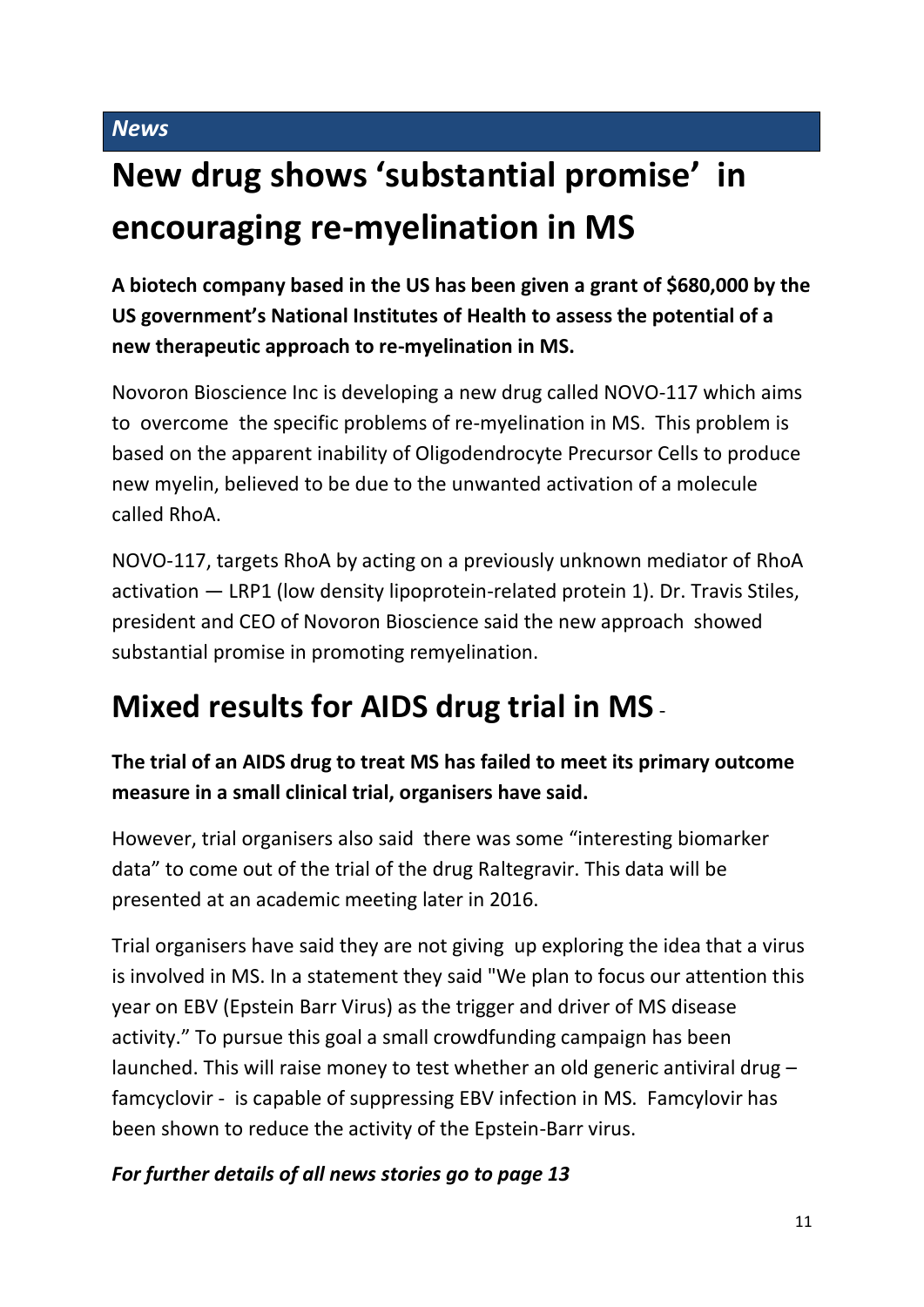*News*

# New drug shows 'substantial promise' in encouraging re-myelination in MS

**A biotech company based in the US has been given a grant of $680,000 by the US government's National Institutes of Health to assess the potential of a new therapeutic approach to re-myelination in MS.**

Novoron Bioscience Inc is developing a new drug called NOVO-117 which aims to overcome the specific problems of re-myelination in MS. This problem is based on the apparent inability of Oligodendrocyte Precursor Cells to produce new myelin, believed to be due to the unwanted activation of a molecule called RhoA.

NOVO-117, targets RhoA by acting on a previously unknown mediator of RhoA activation — LRP1 (low density lipoprotein-related protein 1). Dr. Travis Stiles, president and CEO of Novoron Bioscience said the new approach showed substantial promise in promoting remyelination.

# Mixed results for AIDS drug trial in MS -

**The trial of an AIDS drug to treat MS has failed to meet its primary outcome measure in a small clinical trial, organisers have said.**

However, trial organisers also said there was some "interesting biomarker data" to come out of the trial of the drug Raltegravir. This data will be presented at an academic meeting later in 2016.

Trial organisers have said they are not giving up exploring the idea that a virus is involved in MS. In a statement they said "We plan to focus our attention this year on EBV (Epstein Barr Virus) as the trigger and driver of MS disease activity." To pursue this goal a small crowdfunding campaign has been launched. This will raise money to test whether an old generic antiviral drug – famcyclovir - is capable of suppressing EBV infection in MS. Famcylovir has been shown to reduce the activity of the Epstein-Barr virus.

***For further details of all news stories go to page 13***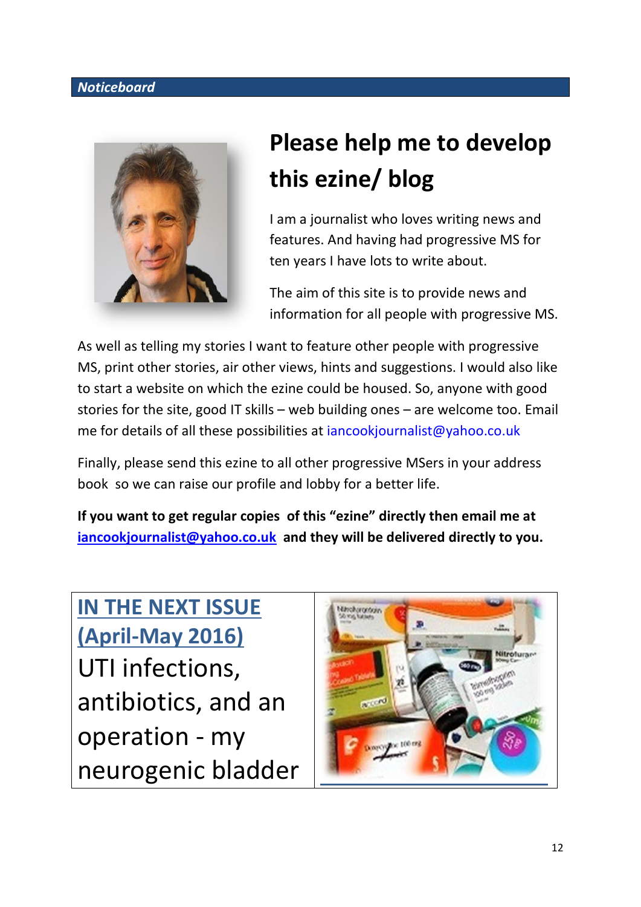**Noticeboard**

# Please help me to develop this ezine/ blog

I am a journalist who loves writing news and features. And having had progressive MS for ten years I have lots to write about.

The aim of this site is to provide news and information for all people with progressive MS.

As well as telling my stories I want to feature other people with progressive MS, print other stories, air other views, hints and suggestions. I would also like to start a website on which the ezine could be housed. So, anyone with good stories for the site, good IT skills – web building ones – are welcome too. Email me for details of all these possibilities at iancookjournalist@yahoo.co.uk

Finally, please send this ezine to all other progressive MSers in your address book so we can raise our profile and lobby for a better life.

**If you want to get regular copies of this "ezine" directly then email me at iancookjournalist@yahoo.co.uk and they will be delivered directly to you.**

## IN THE NEXT ISSUE (April-May 2016)

UTI infections, antibiotics, and an operation - my neurogenic bladder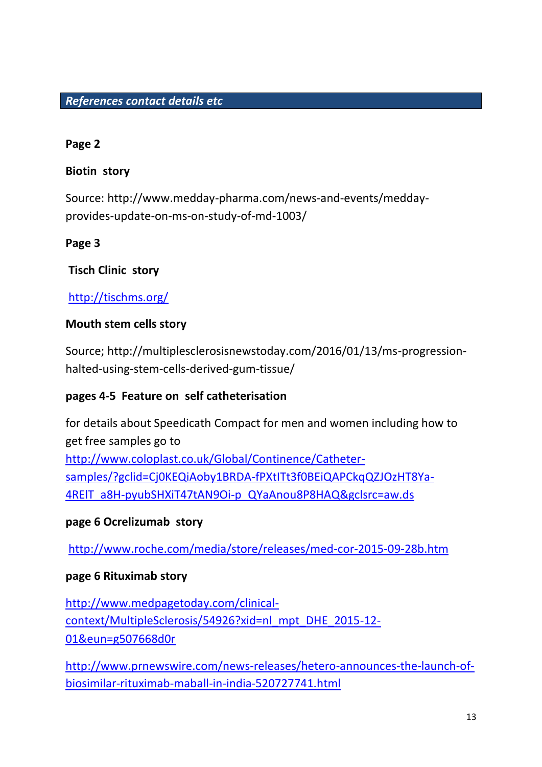## *References contact details etc*

**Page 2**

**Biotin story**

Source: http://www.medday-pharma.com/news-and-events/medday-provides-update-on-ms-on-study-of-md-1003/

**Page 3**

**Tisch Clinic story**

http://tischms.org/

**Mouth stem cells story**

Source; http://multiplesclerosisnewstoday.com/2016/01/13/ms-progression-halted-using-stem-cells-derived-gum-tissue/

**pages 4-5 Feature on self catheterisation**

for details about Speedicath Compact for men and women including how to get free samples go to http://www.coloplast.co.uk/Global/Continence/Catheter-samples/?gclid=Cj0KEQiAoby1BRDA-fPXtITt3f0BEiQAPCkqQZJOzHT8Ya-4REIT_a8H-pyubSHXiT47tAN9Oi-p_QYaAnou8P8HAQ&gclsrc=aw.ds

**page 6 Ocrelizumab story**

http://www.roche.com/media/store/releases/med-cor-2015-09-28b.htm

**page 6 Rituximab story**

http://www.medpagetoday.com/clinical-context/MultipleSclerosis/54926?xid=nl_mpt_DHE_2015-12-01&eun=g507668d0r

http://www.prnewswire.com/news-releases/hetero-announces-the-launch-of-biosimilar-rituximab-maball-in-india-520727741.html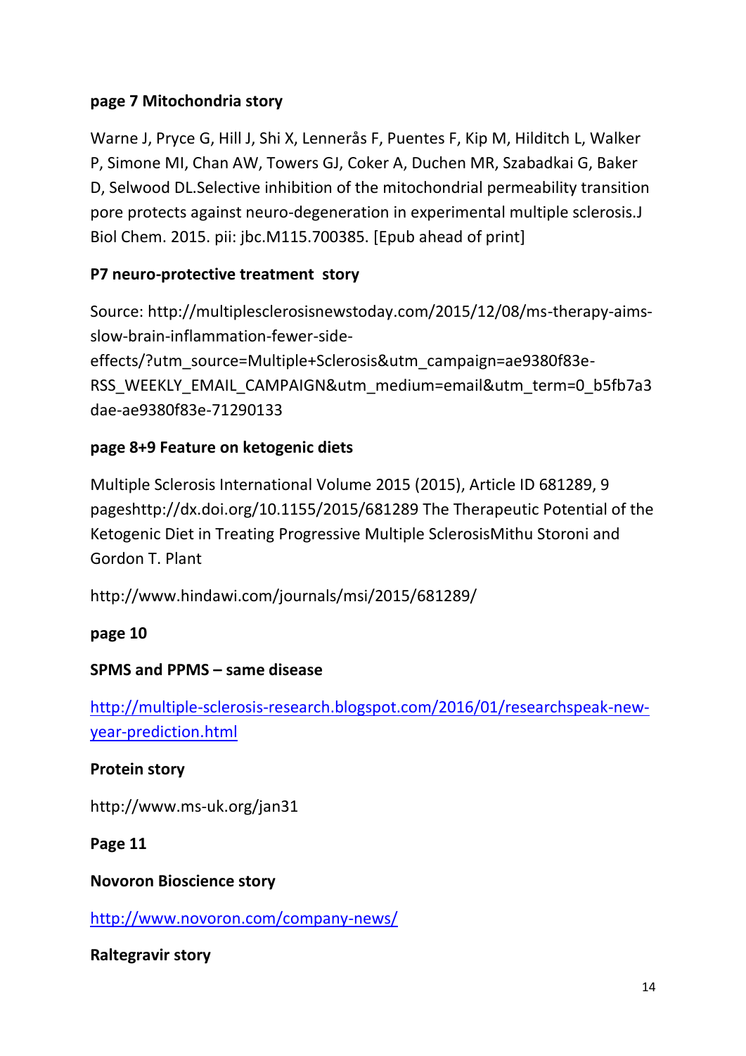**page 7 Mitochondria story**

Warne J, Pryce G, Hill J, Shi X, Lennerås F, Puentes F, Kip M, Hilditch L, Walker P, Simone MI, Chan AW, Towers GJ, Coker A, Duchen MR, Szabadkai G, Baker D, Selwood DL.Selective inhibition of the mitochondrial permeability transition pore protects against neuro-degeneration in experimental multiple sclerosis.J Biol Chem. 2015. pii: jbc.M115.700385. [Epub ahead of print]

**P7 neuro-protective treatment story**

Source: http://multiplesclerosisnewstoday.com/2015/12/08/ms-therapy-aims-slow-brain-inflammation-fewer-side-effects/?utm_source=Multiple+Sclerosis&utm_campaign=ae9380f83e-RSS_WEEKLY_EMAIL_CAMPAIGN&utm_medium=email&utm_term=0_b5fb7a3dae-ae9380f83e-71290133

**page 8+9 Feature on ketogenic diets**

Multiple Sclerosis International Volume 2015 (2015), Article ID 681289, 9 pageshttp://dx.doi.org/10.1155/2015/681289 The Therapeutic Potential of the Ketogenic Diet in Treating Progressive Multiple SclerosisMithu Storoni and Gordon T. Plant

http://www.hindawi.com/journals/msi/2015/681289/

**page 10**

**SPMS and PPMS – same disease**

http://multiple-sclerosis-research.blogspot.com/2016/01/researchspeak-new-year-prediction.html

**Protein story**

http://www.ms-uk.org/jan31

**Page 11**

**Novoron Bioscience story**

http://www.novoron.com/company-news/

**Raltegravir story**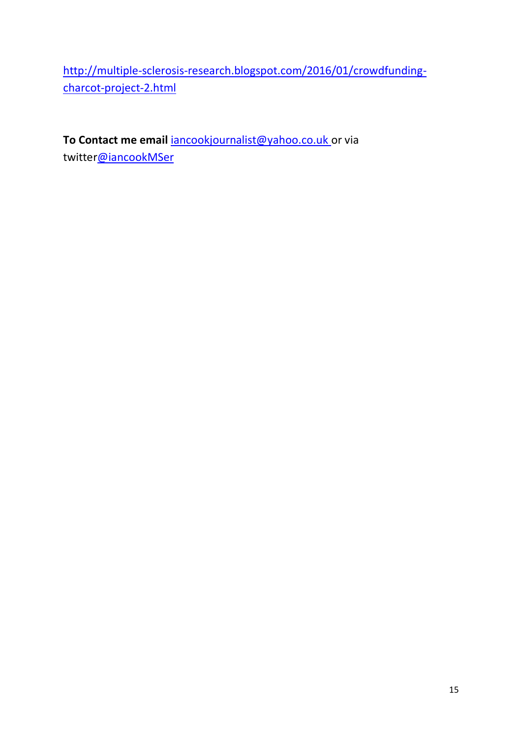http://multiple-sclerosis-research.blogspot.com/2016/01/crowdfunding-charcot-project-2.html

**To Contact me email** iancookjournalist@yahoo.co.uk or via twitter@iancookMSer